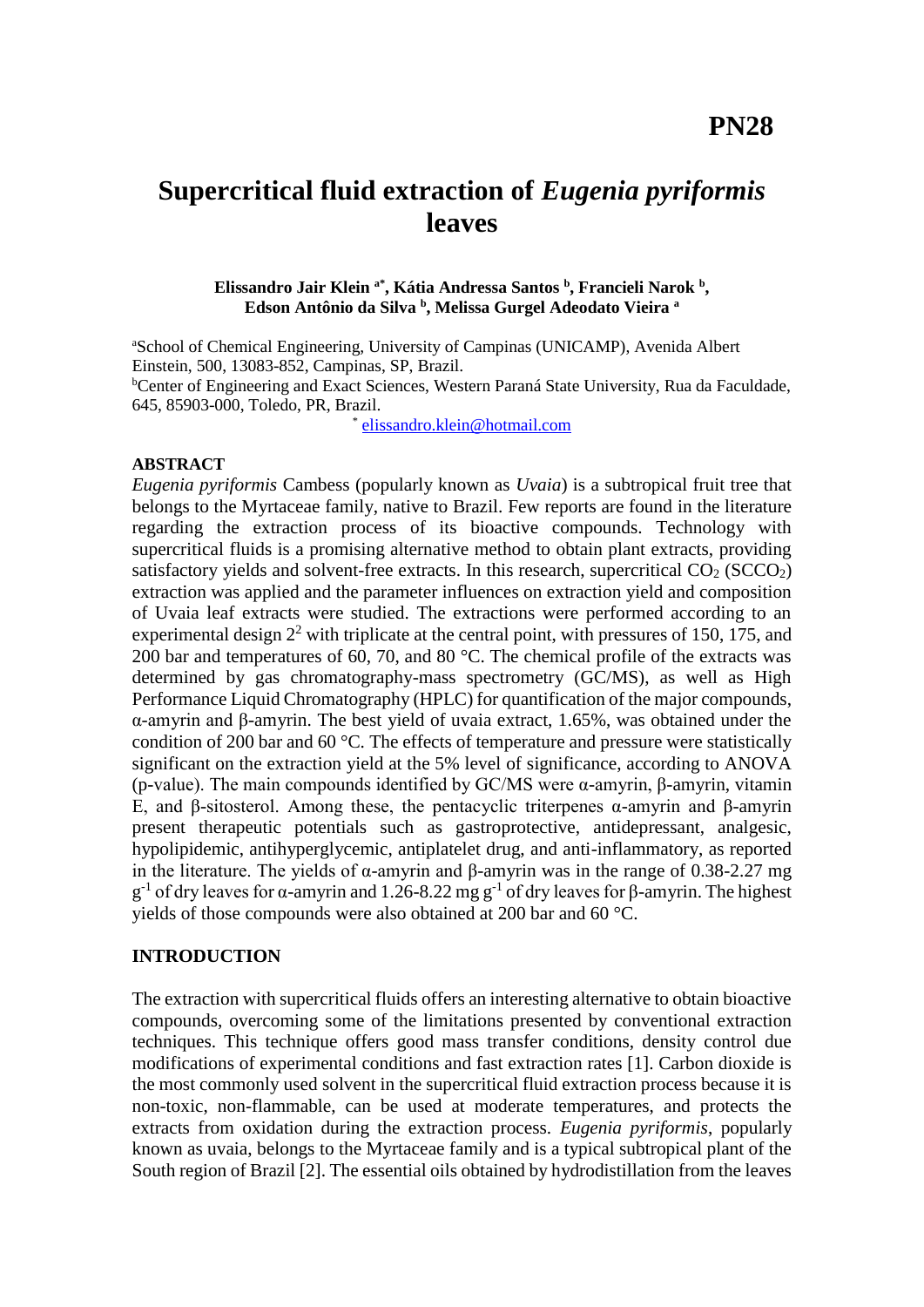**PN28**

# Supercritical fluid extraction of *Eugenia pyriformis* leaves

**Elissandro Jair Klein [a*], Kátia Andressa Santos [b], Francieli Narok [b], Edson Antônio da Silva [b], Melissa Gurgel Adeodato Vieira [a]**

[a]School of Chemical Engineering, University of Campinas (UNICAMP), Avenida Albert Einstein, 500, 13083-852, Campinas, SP, Brazil.

[b]Center of Engineering and Exact Sciences, Western Paraná State University, Rua da Faculdade, 645, 85903-000, Toledo, PR, Brazil.

[*] elissandro.klein@hotmail.com

## ABSTRACT

*Eugenia pyriformis* Cambess (popularly known as *Uvaia*) is a subtropical fruit tree that belongs to the Myrtaceae family, native to Brazil. Few reports are found in the literature regarding the extraction process of its bioactive compounds. Technology with supercritical fluids is a promising alternative method to obtain plant extracts, providing satisfactory yields and solvent-free extracts. In this research, supercritical $CO_2$ ($SCCO_2$) extraction was applied and the parameter influences on extraction yield and composition of Uvaia leaf extracts were studied. The extractions were performed according to an experimental design $2^2$ with triplicate at the central point, with pressures of 150, 175, and 200 bar and temperatures of 60, 70, and 80 °C. The chemical profile of the extracts was determined by gas chromatography-mass spectrometry (GC/MS), as well as High Performance Liquid Chromatography (HPLC) for quantification of the major compounds, α-amyrin and β-amyrin. The best yield of uvaia extract, 1.65%, was obtained under the condition of 200 bar and 60 °C. The effects of temperature and pressure were statistically significant on the extraction yield at the 5% level of significance, according to ANOVA (p-value). The main compounds identified by GC/MS were α-amyrin, β-amyrin, vitamin E, and β-sitosterol. Among these, the pentacyclic triterpenes α-amyrin and β-amyrin present therapeutic potentials such as gastroprotective, antidepressant, analgesic, hypolipidemic, antihyperglycemic, antiplatelet drug, and anti-inflammatory, as reported in the literature. The yields of α-amyrin and β-amyrin was in the range of 0.38-2.27 mg $g^{-1}$ of dry leaves for α-amyrin and 1.26-8.22 mg $g^{-1}$ of dry leaves for β-amyrin. The highest yields of those compounds were also obtained at 200 bar and 60 °C.

## INTRODUCTION

The extraction with supercritical fluids offers an interesting alternative to obtain bioactive compounds, overcoming some of the limitations presented by conventional extraction techniques. This technique offers good mass transfer conditions, density control due modifications of experimental conditions and fast extraction rates [1]. Carbon dioxide is the most commonly used solvent in the supercritical fluid extraction process because it is non-toxic, non-flammable, can be used at moderate temperatures, and protects the extracts from oxidation during the extraction process. *Eugenia pyriformis*, popularly known as uvaia, belongs to the Myrtaceae family and is a typical subtropical plant of the South region of Brazil [2]. The essential oils obtained by hydrodistillation from the leaves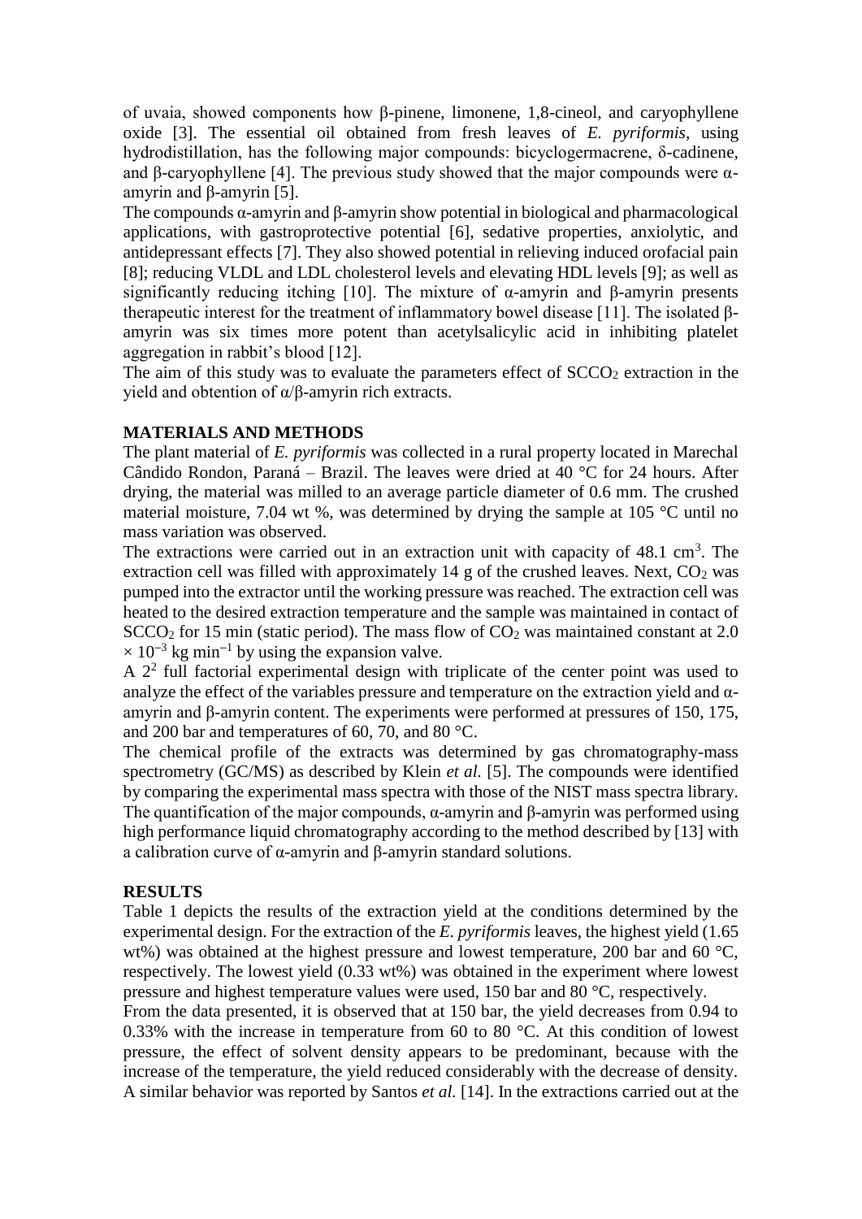of uvaia, showed components how β-pinene, limonene, 1,8-cineol, and caryophyllene oxide [3]. The essential oil obtained from fresh leaves of *E. pyriformis*, using hydrodistillation, has the following major compounds: bicyclogermacrene, δ-cadinene, and β-caryophyllene [4]. The previous study showed that the major compounds were α-amyrin and β-amyrin [5].

The compounds α-amyrin and β-amyrin show potential in biological and pharmacological applications, with gastroprotective potential [6], sedative properties, anxiolytic, and antidepressant effects [7]. They also showed potential in relieving induced orofacial pain [8]; reducing VLDL and LDL cholesterol levels and elevating HDL levels [9]; as well as significantly reducing itching [10]. The mixture of α-amyrin and β-amyrin presents therapeutic interest for the treatment of inflammatory bowel disease [11]. The isolated β-amyrin was six times more potent than acetylsalicylic acid in inhibiting platelet aggregation in rabbit's blood [12].

The aim of this study was to evaluate the parameters effect of $SCCO_2$ extraction in the yield and obtention of α/β-amyrin rich extracts.

## MATERIALS AND METHODS

The plant material of *E. pyriformis* was collected in a rural property located in Marechal Cândido Rondon, Paraná – Brazil. The leaves were dried at 40 °C for 24 hours. After drying, the material was milled to an average particle diameter of 0.6 mm. The crushed material moisture, 7.04 wt %, was determined by drying the sample at 105 °C until no mass variation was observed.

The extractions were carried out in an extraction unit with capacity of 48.1 $cm^3$. The extraction cell was filled with approximately 14 g of the crushed leaves. Next, $CO_2$ was pumped into the extractor until the working pressure was reached. The extraction cell was heated to the desired extraction temperature and the sample was maintained in contact of $SCCO_2$ for 15 min (static period). The mass flow of $CO_2$ was maintained constant at $2.0 \times 10^{-3}$ kg $min^{-1}$ by using the expansion valve.

A $2^2$ full factorial experimental design with triplicate of the center point was used to analyze the effect of the variables pressure and temperature on the extraction yield and α-amyrin and β-amyrin content. The experiments were performed at pressures of 150, 175, and 200 bar and temperatures of 60, 70, and 80 °C.

The chemical profile of the extracts was determined by gas chromatography-mass spectrometry (GC/MS) as described by Klein *et al.* [5]. The compounds were identified by comparing the experimental mass spectra with those of the NIST mass spectra library. The quantification of the major compounds, α-amyrin and β-amyrin was performed using high performance liquid chromatography according to the method described by [13] with a calibration curve of α-amyrin and β-amyrin standard solutions.

## RESULTS

Table 1 depicts the results of the extraction yield at the conditions determined by the experimental design. For the extraction of the *E. pyriformis* leaves, the highest yield (1.65 wt%) was obtained at the highest pressure and lowest temperature, 200 bar and 60 °C, respectively. The lowest yield (0.33 wt%) was obtained in the experiment where lowest pressure and highest temperature values were used, 150 bar and 80 °C, respectively.

From the data presented, it is observed that at 150 bar, the yield decreases from 0.94 to 0.33% with the increase in temperature from 60 to 80 °C. At this condition of lowest pressure, the effect of solvent density appears to be predominant, because with the increase of the temperature, the yield reduced considerably with the decrease of density. A similar behavior was reported by Santos *et al.* [14]. In the extractions carried out at the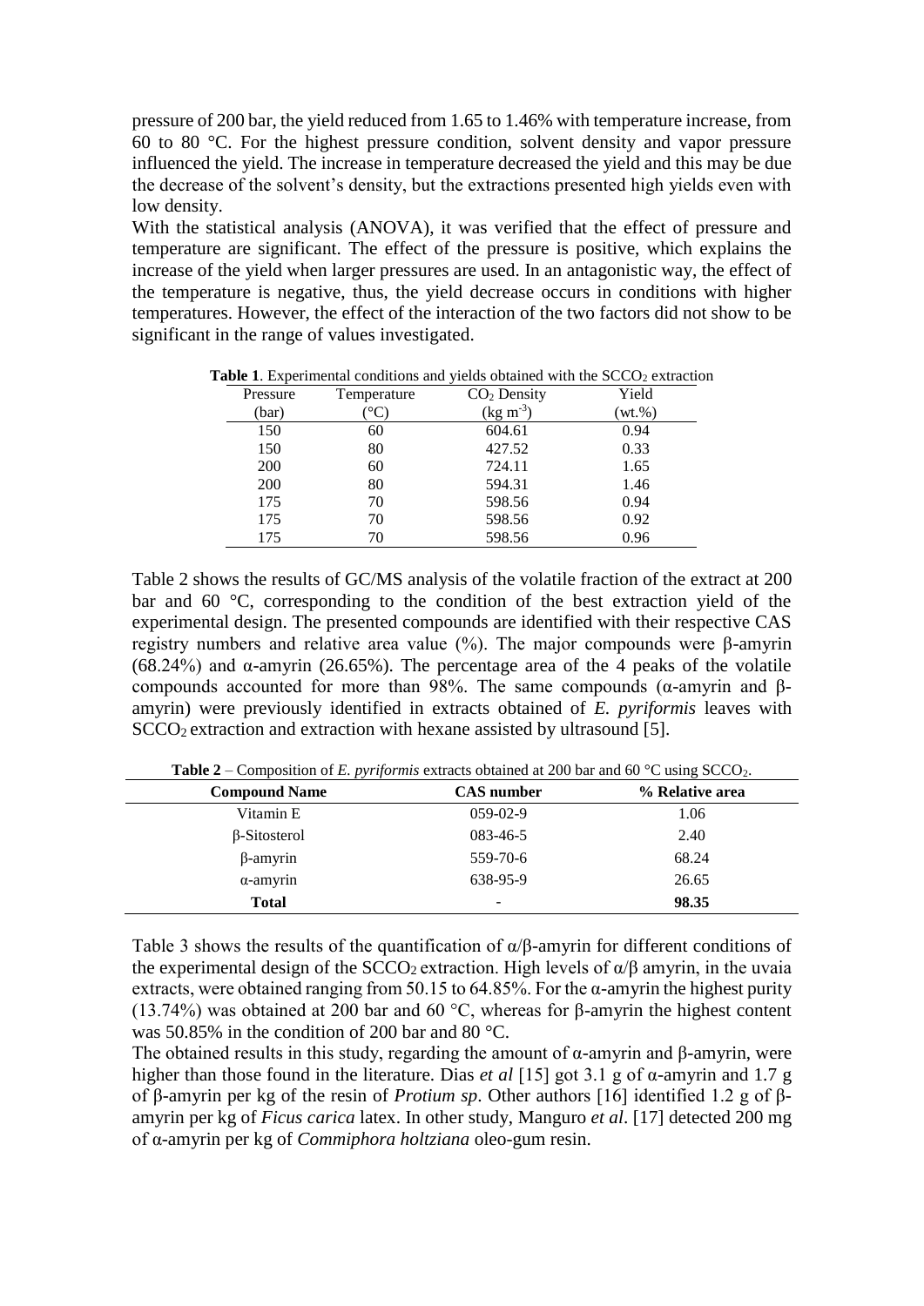pressure of 200 bar, the yield reduced from 1.65 to 1.46% with temperature increase, from 60 to 80 °C. For the highest pressure condition, solvent density and vapor pressure influenced the yield. The increase in temperature decreased the yield and this may be due the decrease of the solvent's density, but the extractions presented high yields even with low density.

With the statistical analysis (ANOVA), it was verified that the effect of pressure and temperature are significant. The effect of the pressure is positive, which explains the increase of the yield when larger pressures are used. In an antagonistic way, the effect of the temperature is negative, thus, the yield decrease occurs in conditions with higher temperatures. However, the effect of the interaction of the two factors did not show to be significant in the range of values investigated.

**Table 1**. Experimental conditions and yields obtained with the $SCCO_2$ extraction

| Pressure (bar) | Temperature (°C) | $CO_2$ Density ($kg\ m^{-3}$) | Yield (wt.%) |
|---|---|---|---|
| 150 | 60 | 604.61 | 0.94 |
| 150 | 80 | 427.52 | 0.33 |
| 200 | 60 | 724.11 | 1.65 |
| 200 | 80 | 594.31 | 1.46 |
| 175 | 70 | 598.56 | 0.94 |
| 175 | 70 | 598.56 | 0.92 |
| 175 | 70 | 598.56 | 0.96 |

Table 2 shows the results of GC/MS analysis of the volatile fraction of the extract at 200 bar and 60 °C, corresponding to the condition of the best extraction yield of the experimental design. The presented compounds are identified with their respective CAS registry numbers and relative area value (%). The major compounds were β-amyrin (68.24%) and α-amyrin (26.65%). The percentage area of the 4 peaks of the volatile compounds accounted for more than 98%. The same compounds (α-amyrin and β-amyrin) were previously identified in extracts obtained of *E. pyriformis* leaves with $SCCO_2$ extraction and extraction with hexane assisted by ultrasound [5].

**Table 2** – Composition of *E. pyriformis* extracts obtained at 200 bar and 60 °C using $SCCO_2$.

| Compound Name | CAS number | % Relative area |
|---|---|---|
| Vitamin E | 059-02-9 | 1.06 |
| β-Sitosterol | 083-46-5 | 2.40 |
| β-amyrin | 559-70-6 | 68.24 |
| α-amyrin | 638-95-9 | 26.65 |
| **Total** | - | **98.35** |

Table 3 shows the results of the quantification of α/β-amyrin for different conditions of the experimental design of the $SCCO_2$ extraction. High levels of α/β amyrin, in the uvaia extracts, were obtained ranging from 50.15 to 64.85%. For the α-amyrin the highest purity (13.74%) was obtained at 200 bar and 60 °C, whereas for β-amyrin the highest content was 50.85% in the condition of 200 bar and 80 °C.

The obtained results in this study, regarding the amount of α-amyrin and β-amyrin, were higher than those found in the literature. Dias *et al* [15] got 3.1 g of α-amyrin and 1.7 g of β-amyrin per kg of the resin of *Protium sp*. Other authors [16] identified 1.2 g of β-amyrin per kg of *Ficus carica* latex. In other study, Manguro *et al*. [17] detected 200 mg of α-amyrin per kg of *Commiphora holtziana* oleo-gum resin.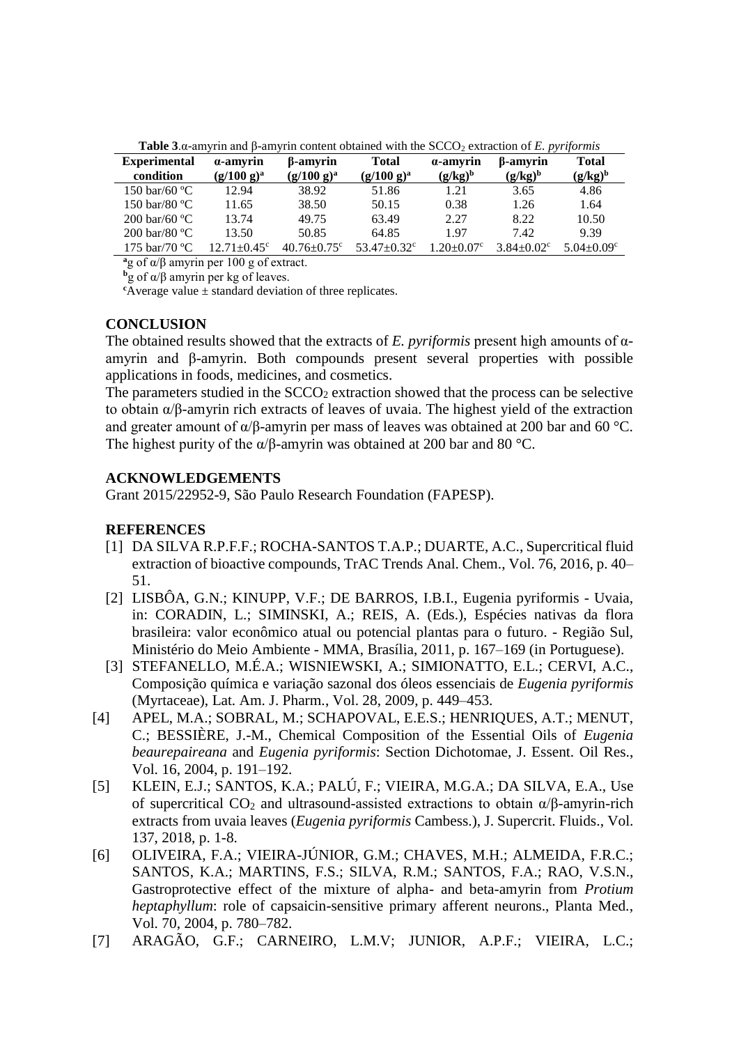**Table 3**.α-amyrin and β-amyrin content obtained with the $SCCO_2$ extraction of *E. pyriformis*

| Experimental condition | α-amyrin (g/100 g)[a] | β-amyrin (g/100 g)[a] | Total (g/100 g)[a] | α-amyrin (g/kg)[b] | β-amyrin (g/kg)[b] | Total (g/kg)[b] |
|---|---|---|---|---|---|---|
| 150 bar/60 ºC | 12.94 | 38.92 | 51.86 | 1.21 | 3.65 | 4.86 |
| 150 bar/80 ºC | 11.65 | 38.50 | 50.15 | 0.38 | 1.26 | 1.64 |
| 200 bar/60 ºC | 13.74 | 49.75 | 63.49 | 2.27 | 8.22 | 10.50 |
| 200 bar/80 ºC | 13.50 | 50.85 | 64.85 | 1.97 | 7.42 | 9.39 |
| 175 bar/70 ºC | 12.71±0.45[c] | 40.76±0.75[c] | 53.47±0.32[c] | 1.20±0.07[c] | 3.84±0.02[c] | 5.04±0.09[c] |

[a]g of α/β amyrin per 100 g of extract.
[b]g of α/β amyrin per kg of leaves.
[c]Average value ± standard deviation of three replicates.

## CONCLUSION

The obtained results showed that the extracts of *E. pyriformis* present high amounts of α-amyrin and β-amyrin. Both compounds present several properties with possible applications in foods, medicines, and cosmetics.
The parameters studied in the $SCCO_2$ extraction showed that the process can be selective to obtain α/β-amyrin rich extracts of leaves of uvaia. The highest yield of the extraction and greater amount of α/β-amyrin per mass of leaves was obtained at 200 bar and 60 °C. The highest purity of the α/β-amyrin was obtained at 200 bar and 80 °C.

## ACKNOWLEDGEMENTS

Grant 2015/22952-9, São Paulo Research Foundation (FAPESP).

## REFERENCES

[1] DA SILVA R.P.F.F.; ROCHA-SANTOS T.A.P.; DUARTE, A.C., Supercritical fluid extraction of bioactive compounds, TrAC Trends Anal. Chem., Vol. 76, 2016, p. 40–51.

[2] LISBÔA, G.N.; KINUPP, V.F.; DE BARROS, I.B.I., Eugenia pyriformis - Uvaia, in: CORADIN, L.; SIMINSKI, A.; REIS, A. (Eds.), Espécies nativas da flora brasileira: valor econômico atual ou potencial plantas para o futuro. - Região Sul, Ministério do Meio Ambiente - MMA, Brasília, 2011, p. 167–169 (in Portuguese).

[3] STEFANELLO, M.É.A.; WISNIEWSKI, A.; SIMIONATTO, E.L.; CERVI, A.C., Composição química e variação sazonal dos óleos essenciais de *Eugenia pyriformis* (Myrtaceae), Lat. Am. J. Pharm., Vol. 28, 2009, p. 449–453.

[4] APEL, M.A.; SOBRAL, M.; SCHAPOVAL, E.E.S.; HENRIQUES, A.T.; MENUT, C.; BESSIÈRE, J.-M., Chemical Composition of the Essential Oils of *Eugenia beaurepaireana* and *Eugenia pyriformis*: Section Dichotomae, J. Essent. Oil Res., Vol. 16, 2004, p. 191–192.

[5] KLEIN, E.J.; SANTOS, K.A.; PALÚ, F.; VIEIRA, M.G.A.; DA SILVA, E.A., Use of supercritical $CO_2$ and ultrasound-assisted extractions to obtain α/β-amyrin-rich extracts from uvaia leaves (*Eugenia pyriformis* Cambess.), J. Supercrit. Fluids., Vol. 137, 2018, p. 1-8.

[6] OLIVEIRA, F.A.; VIEIRA-JÚNIOR, G.M.; CHAVES, M.H.; ALMEIDA, F.R.C.; SANTOS, K.A.; MARTINS, F.S.; SILVA, R.M.; SANTOS, F.A.; RAO, V.S.N., Gastroprotective effect of the mixture of alpha- and beta-amyrin from *Protium heptaphyllum*: role of capsaicin-sensitive primary afferent neurons., Planta Med., Vol. 70, 2004, p. 780–782.

[7] ARAGÃO, G.F.; CARNEIRO, L.M.V; JUNIOR, A.P.F.; VIEIRA, L.C.;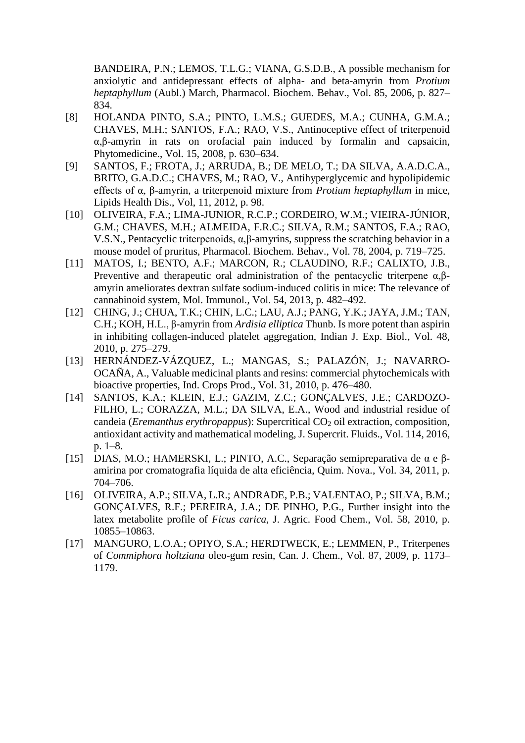BANDEIRA, P.N.; LEMOS, T.L.G.; VIANA, G.S.D.B., A possible mechanism for anxiolytic and antidepressant effects of alpha- and beta-amyrin from *Protium heptaphyllum* (Aubl.) March, Pharmacol. Biochem. Behav., Vol. 85, 2006, p. 827–834.

[8] HOLANDA PINTO, S.A.; PINTO, L.M.S.; GUEDES, M.A.; CUNHA, G.M.A.; CHAVES, M.H.; SANTOS, F.A.; RAO, V.S., Antinoceptive effect of triterpenoid α,β-amyrin in rats on orofacial pain induced by formalin and capsaicin, Phytomedicine., Vol. 15, 2008, p. 630–634.

[9] SANTOS, F.; FROTA, J.; ARRUDA, B.; DE MELO, T.; DA SILVA, A.A.D.C.A., BRITO, G.A.D.C.; CHAVES, M.; RAO, V., Antihyperglycemic and hypolipidemic effects of α, β-amyrin, a triterpenoid mixture from *Protium heptaphyllum* in mice, Lipids Health Dis., Vol, 11, 2012, p. 98.

[10] OLIVEIRA, F.A.; LIMA-JUNIOR, R.C.P.; CORDEIRO, W.M.; VIEIRA-JÚNIOR, G.M.; CHAVES, M.H.; ALMEIDA, F.R.C.; SILVA, R.M.; SANTOS, F.A.; RAO, V.S.N., Pentacyclic triterpenoids, α,β-amyrins, suppress the scratching behavior in a mouse model of pruritus, Pharmacol. Biochem. Behav., Vol. 78, 2004, p. 719–725.

[11] MATOS, I.; BENTO, A.F.; MARCON, R.; CLAUDINO, R.F.; CALIXTO, J.B., Preventive and therapeutic oral administration of the pentacyclic triterpene α,β-amyrin ameliorates dextran sulfate sodium-induced colitis in mice: The relevance of cannabinoid system, Mol. Immunol., Vol. 54, 2013, p. 482–492.

[12] CHING, J.; CHUA, T.K.; CHIN, L.C.; LAU, A.J.; PANG, Y.K.; JAYA, J.M.; TAN, C.H.; KOH, H.L., β-amyrin from *Ardisia elliptica* Thunb. Is more potent than aspirin in inhibiting collagen-induced platelet aggregation, Indian J. Exp. Biol., Vol. 48, 2010, p. 275–279.

[13] HERNÁNDEZ-VÁZQUEZ, L.; MANGAS, S.; PALAZÓN, J.; NAVARRO-OCAÑA, A., Valuable medicinal plants and resins: commercial phytochemicals with bioactive properties, Ind. Crops Prod., Vol. 31, 2010, p. 476–480.

[14] SANTOS, K.A.; KLEIN, E.J.; GAZIM, Z.C.; GONÇALVES, J.E.; CARDOZO-FILHO, L.; CORAZZA, M.L.; DA SILVA, E.A., Wood and industrial residue of candeia (*Eremanthus erythropappus*): Supercritical $CO_2$ oil extraction, composition, antioxidant activity and mathematical modeling, J. Supercrit. Fluids., Vol. 114, 2016, p. 1–8.

[15] DIAS, M.O.; HAMERSKI, L.; PINTO, A.C., Separação semipreparativa de α e β-amirina por cromatografia líquida de alta eficiência, Quim. Nova., Vol. 34, 2011, p. 704–706.

[16] OLIVEIRA, A.P.; SILVA, L.R.; ANDRADE, P.B.; VALENTAO, P.; SILVA, B.M.; GONÇALVES, R.F.; PEREIRA, J.A.; DE PINHO, P.G., Further insight into the latex metabolite profile of *Ficus carica*, J. Agric. Food Chem., Vol. 58, 2010, p. 10855–10863.

[17] MANGURO, L.O.A.; OPIYO, S.A.; HERDTWECK, E.; LEMMEN, P., Triterpenes of *Commiphora holtziana* oleo-gum resin, Can. J. Chem., Vol. 87, 2009, p. 1173–1179.